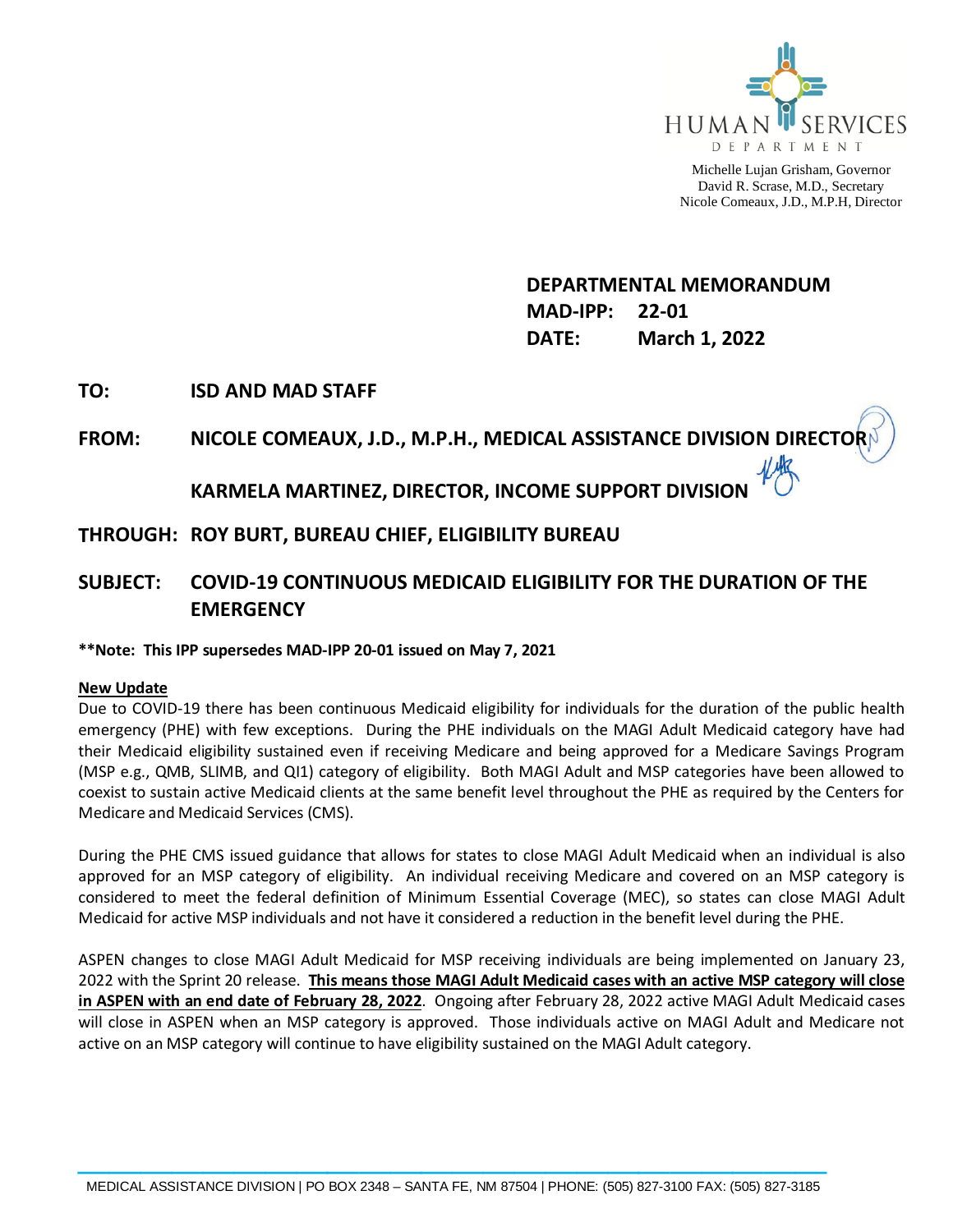HUMAN SERVICES DEPARTMENT

Michelle Lujan Grisham, Governor
David R. Scrase, M.D., Secretary
Nicole Comeaux, J.D., M.P.H, Director

**DEPARTMENTAL MEMORANDUM**
**MAD-IPP: 22-01**
**DATE: March 1, 2022**

**TO:** ISD AND MAD STAFF

**FROM:** NICOLE COMEAUX, J.D., M.P.H., MEDICAL ASSISTANCE DIVISION DIRECTOR

KARMELA MARTINEZ, DIRECTOR, INCOME SUPPORT DIVISION

**THROUGH:** ROY BURT, BUREAU CHIEF, ELIGIBILITY BUREAU

**SUBJECT:** COVID-19 CONTINUOUS MEDICAID ELIGIBILITY FOR THE DURATION OF THE EMERGENCY

**\*\*Note: This IPP supersedes MAD-IPP 20-01 issued on May 7, 2021**

**New Update**

Due to COVID-19 there has been continuous Medicaid eligibility for individuals for the duration of the public health emergency (PHE) with few exceptions. During the PHE individuals on the MAGI Adult Medicaid category have had their Medicaid eligibility sustained even if receiving Medicare and being approved for a Medicare Savings Program (MSP e.g., QMB, SLIMB, and QI1) category of eligibility. Both MAGI Adult and MSP categories have been allowed to coexist to sustain active Medicaid clients at the same benefit level throughout the PHE as required by the Centers for Medicare and Medicaid Services (CMS).

During the PHE CMS issued guidance that allows for states to close MAGI Adult Medicaid when an individual is also approved for an MSP category of eligibility. An individual receiving Medicare and covered on an MSP category is considered to meet the federal definition of Minimum Essential Coverage (MEC), so states can close MAGI Adult Medicaid for active MSP individuals and not have it considered a reduction in the benefit level during the PHE.

ASPEN changes to close MAGI Adult Medicaid for MSP receiving individuals are being implemented on January 23, 2022 with the Sprint 20 release. **This means those MAGI Adult Medicaid cases with an active MSP category will close in ASPEN with an end date of February 28, 2022**. Ongoing after February 28, 2022 active MAGI Adult Medicaid cases will close in ASPEN when an MSP category is approved. Those individuals active on MAGI Adult and Medicare not active on an MSP category will continue to have eligibility sustained on the MAGI Adult category.

MEDICAL ASSISTANCE DIVISION | PO BOX 2348 – SANTA FE, NM 87504 | PHONE: (505) 827-3100 FAX: (505) 827-3185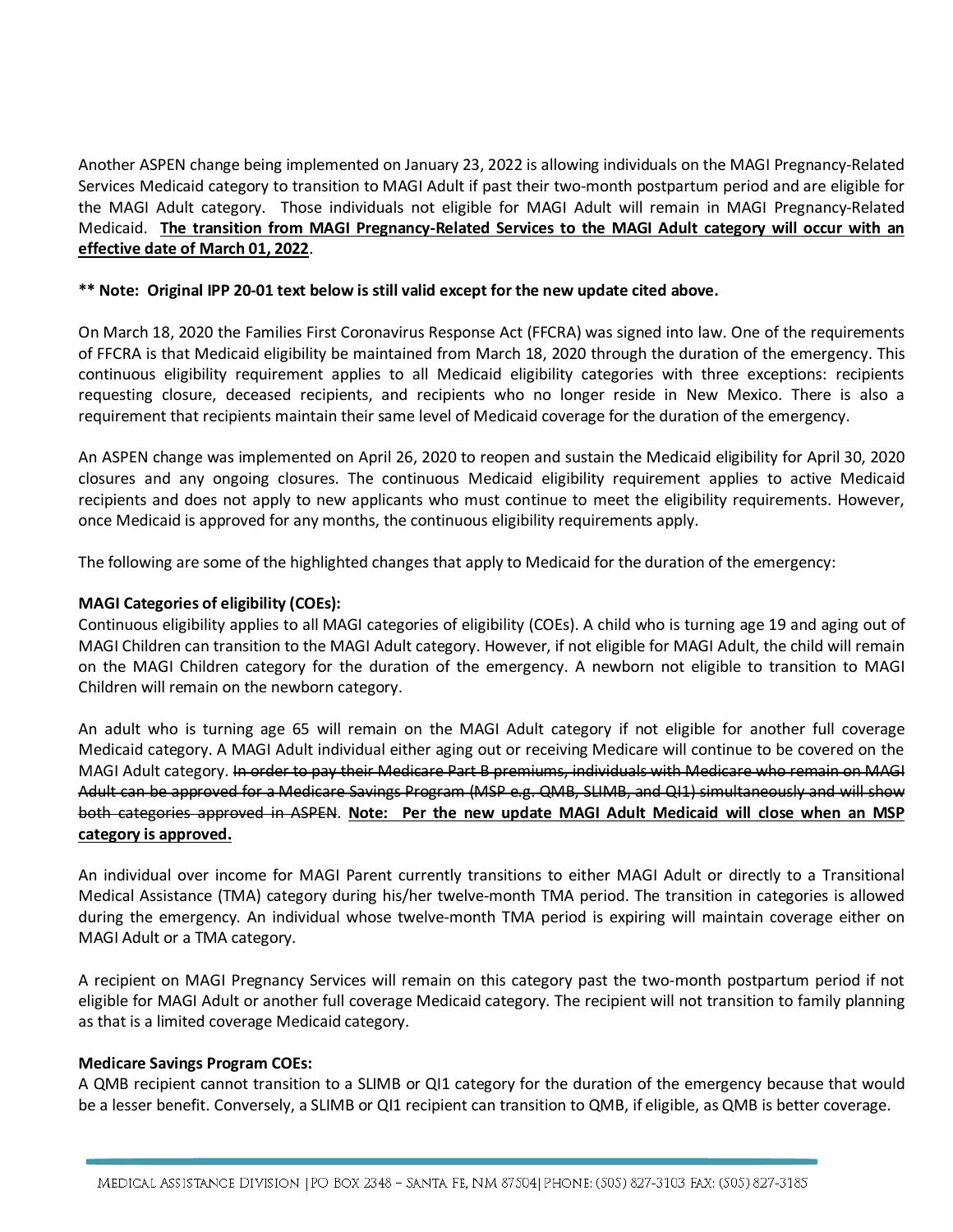Another ASPEN change being implemented on January 23, 2022 is allowing individuals on the MAGI Pregnancy-Related Services Medicaid category to transition to MAGI Adult if past their two-month postpartum period and are eligible for the MAGI Adult category. Those individuals not eligible for MAGI Adult will remain in MAGI Pregnancy-Related Medicaid. **<u>The transition from MAGI Pregnancy-Related Services to the MAGI Adult category will occur with an effective date of March 01, 2022</u>**.

**\*\* Note: Original IPP 20-01 text below is still valid except for the new update cited above.**

On March 18, 2020 the Families First Coronavirus Response Act (FFCRA) was signed into law. One of the requirements of FFCRA is that Medicaid eligibility be maintained from March 18, 2020 through the duration of the emergency. This continuous eligibility requirement applies to all Medicaid eligibility categories with three exceptions: recipients requesting closure, deceased recipients, and recipients who no longer reside in New Mexico. There is also a requirement that recipients maintain their same level of Medicaid coverage for the duration of the emergency.

An ASPEN change was implemented on April 26, 2020 to reopen and sustain the Medicaid eligibility for April 30, 2020 closures and any ongoing closures. The continuous Medicaid eligibility requirement applies to active Medicaid recipients and does not apply to new applicants who must continue to meet the eligibility requirements. However, once Medicaid is approved for any months, the continuous eligibility requirements apply.

The following are some of the highlighted changes that apply to Medicaid for the duration of the emergency:

**MAGI Categories of eligibility (COEs):**
Continuous eligibility applies to all MAGI categories of eligibility (COEs). A child who is turning age 19 and aging out of MAGI Children can transition to the MAGI Adult category. However, if not eligible for MAGI Adult, the child will remain on the MAGI Children category for the duration of the emergency. A newborn not eligible to transition to MAGI Children will remain on the newborn category.

An adult who is turning age 65 will remain on the MAGI Adult category if not eligible for another full coverage Medicaid category. A MAGI Adult individual either aging out or receiving Medicare will continue to be covered on the MAGI Adult category. ~~In order to pay their Medicare Part B premiums, individuals with Medicare who remain on MAGI Adult can be approved for a Medicare Savings Program (MSP e.g. QMB, SLIMB, and QI1) simultaneously and will show both categories approved in ASPEN~~. **<u>Note: Per the new update MAGI Adult Medicaid will close when an MSP category is approved.</u>**

An individual over income for MAGI Parent currently transitions to either MAGI Adult or directly to a Transitional Medical Assistance (TMA) category during his/her twelve-month TMA period. The transition in categories is allowed during the emergency. An individual whose twelve-month TMA period is expiring will maintain coverage either on MAGI Adult or a TMA category.

A recipient on MAGI Pregnancy Services will remain on this category past the two-month postpartum period if not eligible for MAGI Adult or another full coverage Medicaid category. The recipient will not transition to family planning as that is a limited coverage Medicaid category.

**Medicare Savings Program COEs:**
A QMB recipient cannot transition to a SLIMB or QI1 category for the duration of the emergency because that would be a lesser benefit. Conversely, a SLIMB or QI1 recipient can transition to QMB, if eligible, as QMB is better coverage.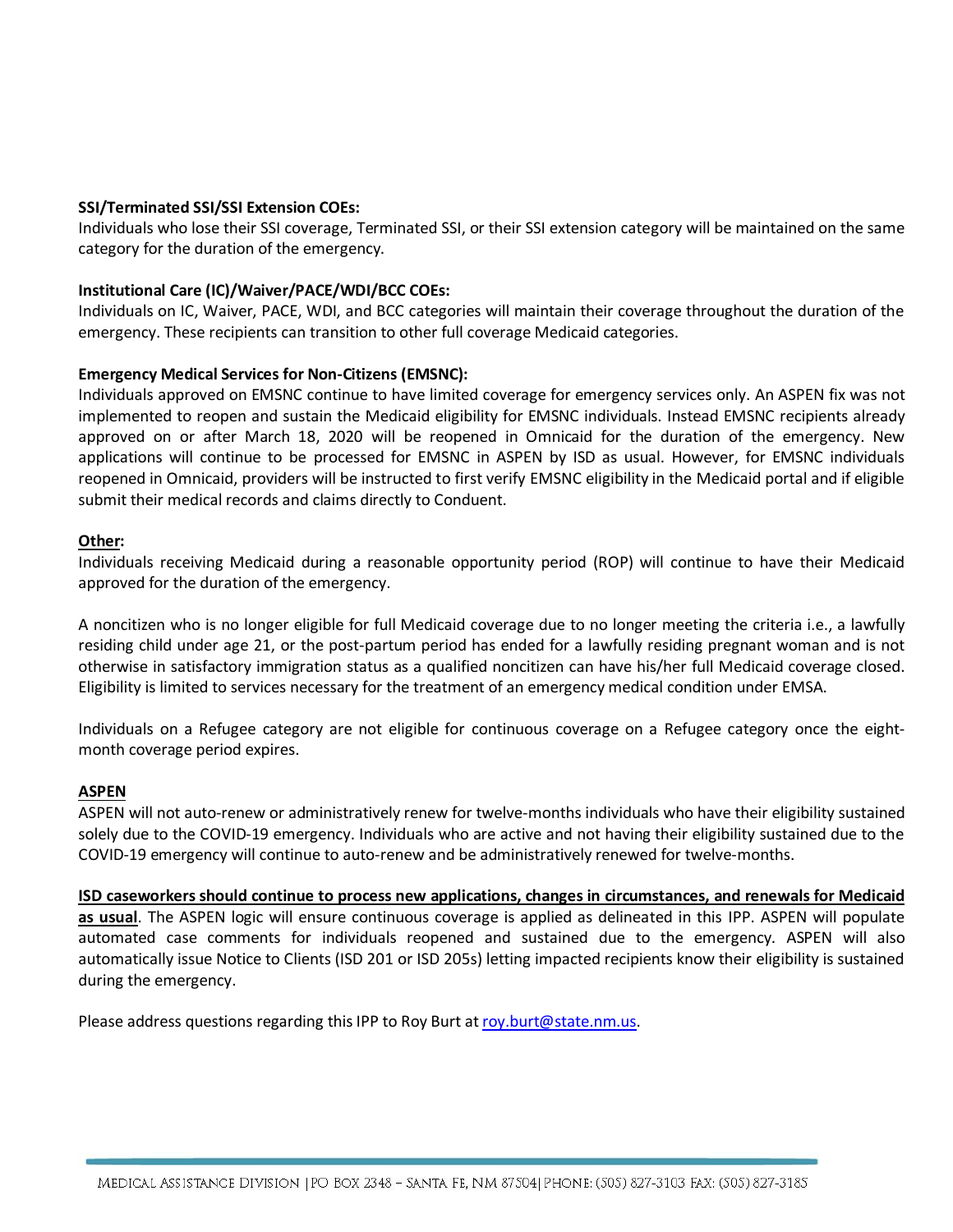**SSI/Terminated SSI/SSI Extension COEs:**
Individuals who lose their SSI coverage, Terminated SSI, or their SSI extension category will be maintained on the same category for the duration of the emergency.

**Institutional Care (IC)/Waiver/PACE/WDI/BCC COEs:**
Individuals on IC, Waiver, PACE, WDI, and BCC categories will maintain their coverage throughout the duration of the emergency. These recipients can transition to other full coverage Medicaid categories.

**Emergency Medical Services for Non-Citizens (EMSNC):**
Individuals approved on EMSNC continue to have limited coverage for emergency services only. An ASPEN fix was not implemented to reopen and sustain the Medicaid eligibility for EMSNC individuals. Instead EMSNC recipients already approved on or after March 18, 2020 will be reopened in Omnicaid for the duration of the emergency. New applications will continue to be processed for EMSNC in ASPEN by ISD as usual. However, for EMSNC individuals reopened in Omnicaid, providers will be instructed to first verify EMSNC eligibility in the Medicaid portal and if eligible submit their medical records and claims directly to Conduent.

**Other:**
Individuals receiving Medicaid during a reasonable opportunity period (ROP) will continue to have their Medicaid approved for the duration of the emergency.

A noncitizen who is no longer eligible for full Medicaid coverage due to no longer meeting the criteria i.e., a lawfully residing child under age 21, or the post-partum period has ended for a lawfully residing pregnant woman and is not otherwise in satisfactory immigration status as a qualified noncitizen can have his/her full Medicaid coverage closed. Eligibility is limited to services necessary for the treatment of an emergency medical condition under EMSA.

Individuals on a Refugee category are not eligible for continuous coverage on a Refugee category once the eight-month coverage period expires.

**ASPEN**
ASPEN will not auto-renew or administratively renew for twelve-months individuals who have their eligibility sustained solely due to the COVID-19 emergency. Individuals who are active and not having their eligibility sustained due to the COVID-19 emergency will continue to auto-renew and be administratively renewed for twelve-months.

**ISD caseworkers should continue to process new applications, changes in circumstances, and renewals for Medicaid as usual**. The ASPEN logic will ensure continuous coverage is applied as delineated in this IPP. ASPEN will populate automated case comments for individuals reopened and sustained due to the emergency. ASPEN will also automatically issue Notice to Clients (ISD 201 or ISD 205s) letting impacted recipients know their eligibility is sustained during the emergency.

Please address questions regarding this IPP to Roy Burt at roy.burt@state.nm.us.